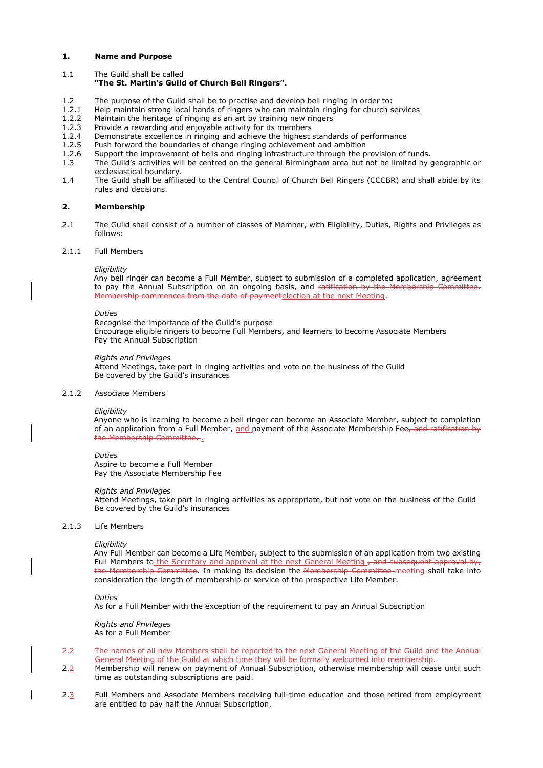## 1. Name and Purpose

1.1 The Guild shall be called
**"The St. Martin's Guild of Church Bell Ringers".**

1.2 The purpose of the Guild shall be to practise and develop bell ringing in order to:

1.2.1 Help maintain strong local bands of ringers who can maintain ringing for church services

1.2.2 Maintain the heritage of ringing as an art by training new ringers

1.2.3 Provide a rewarding and enjoyable activity for its members

1.2.4 Demonstrate excellence in ringing and achieve the highest standards of performance

1.2.5 Push forward the boundaries of change ringing achievement and ambition

1.2.6 Support the improvement of bells and ringing infrastructure through the provision of funds.

1.3 The Guild's activities will be centred on the general Birmingham area but not be limited by geographic or ecclesiastical boundary.

1.4 The Guild shall be affiliated to the Central Council of Church Bell Ringers (CCCBR) and shall abide by its rules and decisions.

## 2. Membership

2.1 The Guild shall consist of a number of classes of Member, with Eligibility, Duties, Rights and Privileges as follows:

### 2.1.1 Full Members

*Eligibility*
Any bell ringer can become a Full Member, subject to submission of a completed application, agreement to pay the Annual Subscription on an ongoing basis, and ~~ratification by the Membership Committee. Membership commences from the date of payment~~<u>election at the next Meeting</u>.

*Duties*
Recognise the importance of the Guild's purpose
Encourage eligible ringers to become Full Members, and learners to become Associate Members
Pay the Annual Subscription

*Rights and Privileges*
Attend Meetings, take part in ringing activities and vote on the business of the Guild
Be covered by the Guild's insurances

### 2.1.2 Associate Members

*Eligibility*
Anyone who is learning to become a bell ringer can become an Associate Member, subject to completion of an application from a Full Member, <u>and</u> payment of the Associate Membership Fee~~, and ratification by the Membership Committee.~~<u>.</u>

*Duties*
Aspire to become a Full Member
Pay the Associate Membership Fee

*Rights and Privileges*
Attend Meetings, take part in ringing activities as appropriate, but not vote on the business of the Guild
Be covered by the Guild's insurances

### 2.1.3 Life Members

*Eligibility*
Any Full Member can become a Life Member, subject to the submission of an application from two existing Full Members to <u>the Secretary and approval at the next General Meeting</u> ~~, and subsequent approval by, the Membership Committee~~. In making its decision the ~~Membership Committee~~ <u>meeting</u> shall take into consideration the length of membership or service of the prospective Life Member.

*Duties*
As for a Full Member with the exception of the requirement to pay an Annual Subscription

*Rights and Privileges*
As for a Full Member

~~2.2 The names of all new Members shall be reported to the next General Meeting of the Guild and the Annual General Meeting of the Guild at which time they will be formally welcomed into membership.~~

2.<u>2</u> Membership will renew on payment of Annual Subscription, otherwise membership will cease until such time as outstanding subscriptions are paid.

2.<u>3</u> Full Members and Associate Members receiving full-time education and those retired from employment are entitled to pay half the Annual Subscription.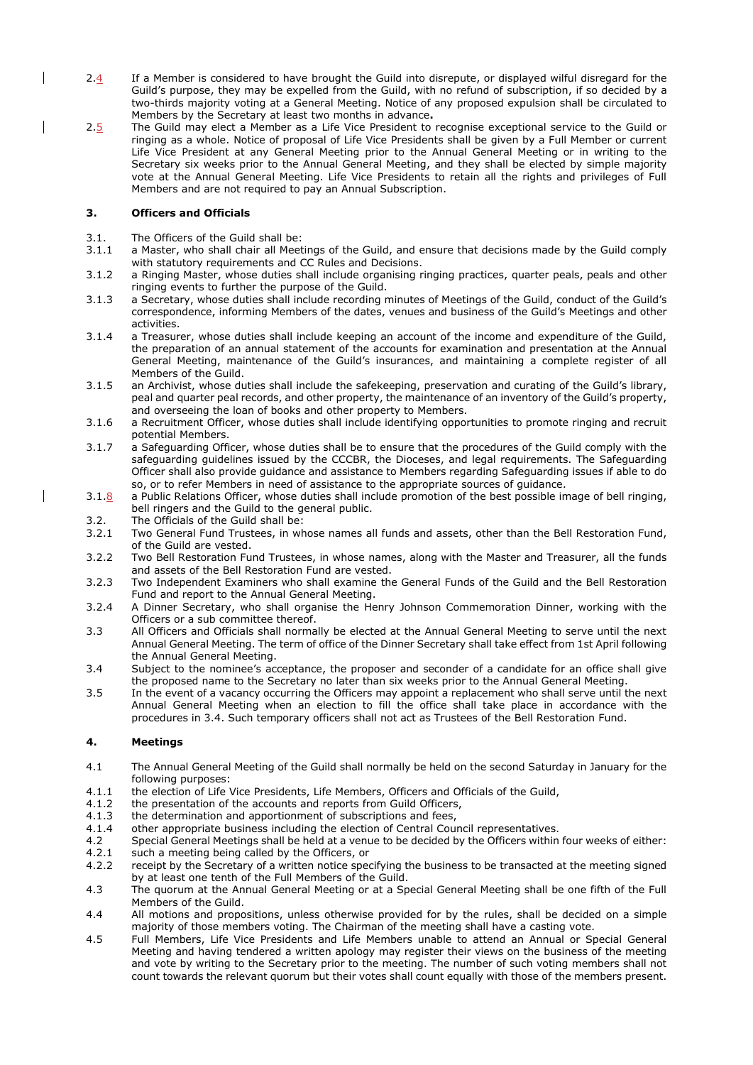2.4 If a Member is considered to have brought the Guild into disrepute, or displayed wilful disregard for the Guild's purpose, they may be expelled from the Guild, with no refund of subscription, if so decided by a two-thirds majority voting at a General Meeting. Notice of any proposed expulsion shall be circulated to Members by the Secretary at least two months in advance**.**

2.5 The Guild may elect a Member as a Life Vice President to recognise exceptional service to the Guild or ringing as a whole. Notice of proposal of Life Vice Presidents shall be given by a Full Member or current Life Vice President at any General Meeting prior to the Annual General Meeting or in writing to the Secretary six weeks prior to the Annual General Meeting, and they shall be elected by simple majority vote at the Annual General Meeting. Life Vice Presidents to retain all the rights and privileges of Full Members and are not required to pay an Annual Subscription.

## 3. Officers and Officials

3.1. The Officers of the Guild shall be:

3.1.1 a Master, who shall chair all Meetings of the Guild, and ensure that decisions made by the Guild comply with statutory requirements and CC Rules and Decisions.

3.1.2 a Ringing Master, whose duties shall include organising ringing practices, quarter peals, peals and other ringing events to further the purpose of the Guild.

3.1.3 a Secretary, whose duties shall include recording minutes of Meetings of the Guild, conduct of the Guild's correspondence, informing Members of the dates, venues and business of the Guild's Meetings and other activities.

3.1.4 a Treasurer, whose duties shall include keeping an account of the income and expenditure of the Guild, the preparation of an annual statement of the accounts for examination and presentation at the Annual General Meeting, maintenance of the Guild's insurances, and maintaining a complete register of all Members of the Guild.

3.1.5 an Archivist, whose duties shall include the safekeeping, preservation and curating of the Guild's library, peal and quarter peal records, and other property, the maintenance of an inventory of the Guild's property, and overseeing the loan of books and other property to Members.

3.1.6 a Recruitment Officer, whose duties shall include identifying opportunities to promote ringing and recruit potential Members.

3.1.7 a Safeguarding Officer, whose duties shall be to ensure that the procedures of the Guild comply with the safeguarding guidelines issued by the CCCBR, the Dioceses, and legal requirements. The Safeguarding Officer shall also provide guidance and assistance to Members regarding Safeguarding issues if able to do so, or to refer Members in need of assistance to the appropriate sources of guidance.

3.1.8 a Public Relations Officer, whose duties shall include promotion of the best possible image of bell ringing, bell ringers and the Guild to the general public.

3.2. The Officials of the Guild shall be:

3.2.1 Two General Fund Trustees, in whose names all funds and assets, other than the Bell Restoration Fund, of the Guild are vested.

3.2.2 Two Bell Restoration Fund Trustees, in whose names, along with the Master and Treasurer, all the funds and assets of the Bell Restoration Fund are vested.

3.2.3 Two Independent Examiners who shall examine the General Funds of the Guild and the Bell Restoration Fund and report to the Annual General Meeting.

3.2.4 A Dinner Secretary, who shall organise the Henry Johnson Commemoration Dinner, working with the Officers or a sub committee thereof.

3.3 All Officers and Officials shall normally be elected at the Annual General Meeting to serve until the next Annual General Meeting. The term of office of the Dinner Secretary shall take effect from 1st April following the Annual General Meeting.

3.4 Subject to the nominee's acceptance, the proposer and seconder of a candidate for an office shall give the proposed name to the Secretary no later than six weeks prior to the Annual General Meeting.

3.5 In the event of a vacancy occurring the Officers may appoint a replacement who shall serve until the next Annual General Meeting when an election to fill the office shall take place in accordance with the procedures in 3.4. Such temporary officers shall not act as Trustees of the Bell Restoration Fund.

## 4. Meetings

4.1 The Annual General Meeting of the Guild shall normally be held on the second Saturday in January for the following purposes:

4.1.1 the election of Life Vice Presidents, Life Members, Officers and Officials of the Guild,

4.1.2 the presentation of the accounts and reports from Guild Officers,

4.1.3 the determination and apportionment of subscriptions and fees,

4.1.4 other appropriate business including the election of Central Council representatives.

4.2 Special General Meetings shall be held at a venue to be decided by the Officers within four weeks of either:

4.2.1 such a meeting being called by the Officers, or

4.2.2 receipt by the Secretary of a written notice specifying the business to be transacted at the meeting signed by at least one tenth of the Full Members of the Guild.

4.3 The quorum at the Annual General Meeting or at a Special General Meeting shall be one fifth of the Full Members of the Guild.

4.4 All motions and propositions, unless otherwise provided for by the rules, shall be decided on a simple majority of those members voting. The Chairman of the meeting shall have a casting vote.

4.5 Full Members, Life Vice Presidents and Life Members unable to attend an Annual or Special General Meeting and having tendered a written apology may register their views on the business of the meeting and vote by writing to the Secretary prior to the meeting. The number of such voting members shall not count towards the relevant quorum but their votes shall count equally with those of the members present.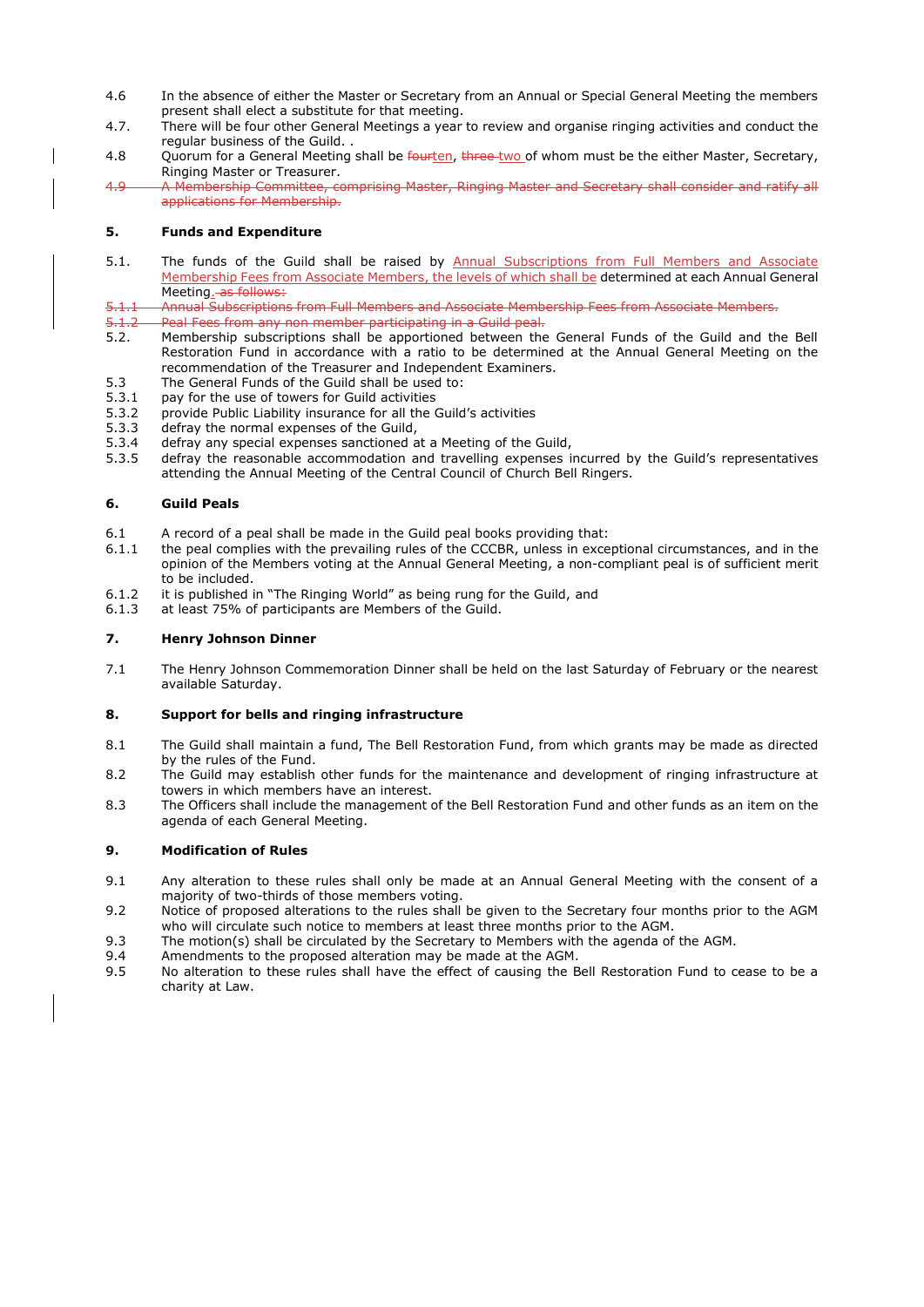4.6 In the absence of either the Master or Secretary from an Annual or Special General Meeting the members present shall elect a substitute for that meeting.

4.7. There will be four other General Meetings a year to review and organise ringing activities and conduct the regular business of the Guild. .

4.8 Quorum for a General Meeting shall be ~~four~~ten, ~~three~~ two of whom must be the either Master, Secretary, Ringing Master or Treasurer.

~~4.9 A Membership Committee, comprising Master, Ringing Master and Secretary shall consider and ratify all applications for Membership.~~

## 5. Funds and Expenditure

5.1. The funds of the Guild shall be raised by Annual Subscriptions from Full Members and Associate Membership Fees from Associate Members, the levels of which shall be determined at each Annual General Meeting. ~~as follows:~~

~~5.1.1 Annual Subscriptions from Full Members and Associate Membership Fees from Associate Members.~~

~~5.1.2 Peal Fees from any non member participating in a Guild peal.~~

5.2. Membership subscriptions shall be apportioned between the General Funds of the Guild and the Bell Restoration Fund in accordance with a ratio to be determined at the Annual General Meeting on the recommendation of the Treasurer and Independent Examiners.

5.3 The General Funds of the Guild shall be used to:

5.3.1 pay for the use of towers for Guild activities

5.3.2 provide Public Liability insurance for all the Guild's activities

5.3.3 defray the normal expenses of the Guild,

5.3.4 defray any special expenses sanctioned at a Meeting of the Guild,

5.3.5 defray the reasonable accommodation and travelling expenses incurred by the Guild's representatives attending the Annual Meeting of the Central Council of Church Bell Ringers.

## 6. Guild Peals

6.1 A record of a peal shall be made in the Guild peal books providing that:

6.1.1 the peal complies with the prevailing rules of the CCCBR, unless in exceptional circumstances, and in the opinion of the Members voting at the Annual General Meeting, a non-compliant peal is of sufficient merit to be included.

6.1.2 it is published in "The Ringing World" as being rung for the Guild, and

6.1.3 at least 75% of participants are Members of the Guild.

## 7. Henry Johnson Dinner

7.1 The Henry Johnson Commemoration Dinner shall be held on the last Saturday of February or the nearest available Saturday.

## 8. Support for bells and ringing infrastructure

8.1 The Guild shall maintain a fund, The Bell Restoration Fund, from which grants may be made as directed by the rules of the Fund.

8.2 The Guild may establish other funds for the maintenance and development of ringing infrastructure at towers in which members have an interest.

8.3 The Officers shall include the management of the Bell Restoration Fund and other funds as an item on the agenda of each General Meeting.

## 9. Modification of Rules

9.1 Any alteration to these rules shall only be made at an Annual General Meeting with the consent of a majority of two-thirds of those members voting.

9.2 Notice of proposed alterations to the rules shall be given to the Secretary four months prior to the AGM who will circulate such notice to members at least three months prior to the AGM.

9.3 The motion(s) shall be circulated by the Secretary to Members with the agenda of the AGM.

9.4 Amendments to the proposed alteration may be made at the AGM.

9.5 No alteration to these rules shall have the effect of causing the Bell Restoration Fund to cease to be a charity at Law.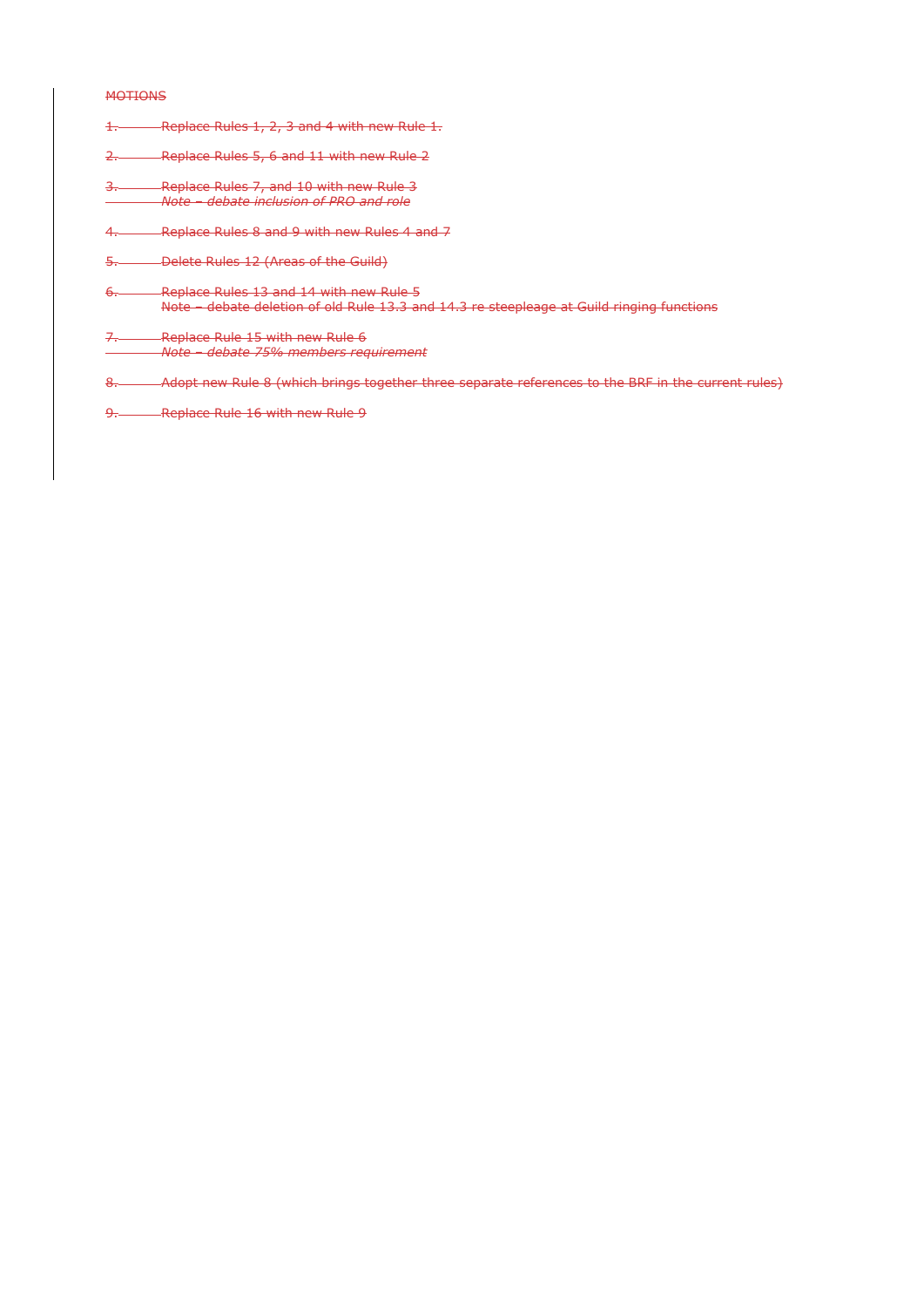~~MOTIONS~~

1. ~~Replace Rules 1, 2, 3 and 4 with new Rule 1.~~
2. ~~Replace Rules 5, 6 and 11 with new Rule 2~~
3. ~~Replace Rules 7, and 10 with new Rule 3~~
   ~~*Note – debate inclusion of PRO and role*~~
4. ~~Replace Rules 8 and 9 with new Rules 4 and 7~~
5. ~~Delete Rules 12 (Areas of the Guild)~~
6. ~~Replace Rules 13 and 14 with new Rule 5~~
   ~~Note – debate deletion of old Rule 13.3 and 14.3 re steepleage at Guild ringing functions~~
7. ~~Replace Rule 15 with new Rule 6~~
   ~~*Note – debate 75% members requirement*~~
8. ~~Adopt new Rule 8 (which brings together three separate references to the BRF in the current rules)~~
9. ~~Replace Rule 16 with new Rule 9~~